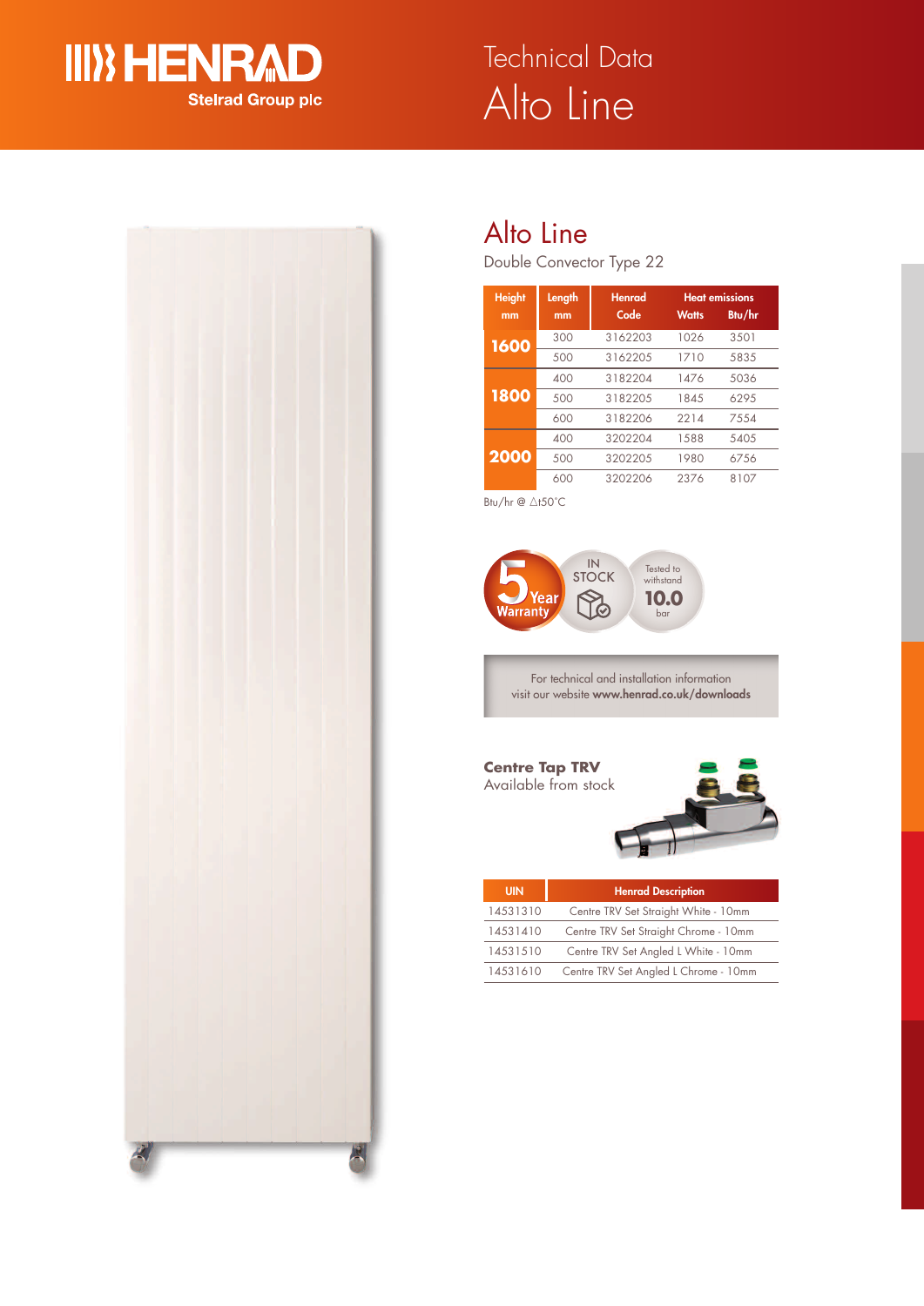Technical Data

# Alto Line

## Alto Line

Double Convector Type 22

| Height mm | Length mm | Henrad Code | Heat emissions Watts | Btu/hr |
|---|---|---|---|---|
| 1600 | 300 | 3162203 | 1026 | 3501 |
| | 500 | 3162205 | 1710 | 5835 |
| 1800 | 400 | 3182204 | 1476 | 5036 |
| | 500 | 3182205 | 1845 | 6295 |
| | 600 | 3182206 | 2214 | 7554 |
| 2000 | 400 | 3202204 | 1588 | 5405 |
| | 500 | 3202205 | 1980 | 6756 |
| | 600 | 3202206 | 2376 | 8107 |

Btu/hr @ $\Delta t50°C$

5 Year Warranty

IN STOCK

Tested to withstand 10.0 bar

For technical and installation information visit our website **www.henrad.co.uk/downloads**

**Centre Tap TRV**
Available from stock

| UIN | Henrad Description |
|---|---|
| 14531310 | Centre TRV Set Straight White - 10mm |
| 14531410 | Centre TRV Set Straight Chrome - 10mm |
| 14531510 | Centre TRV Set Angled L White - 10mm |
| 14531610 | Centre TRV Set Angled L Chrome - 10mm |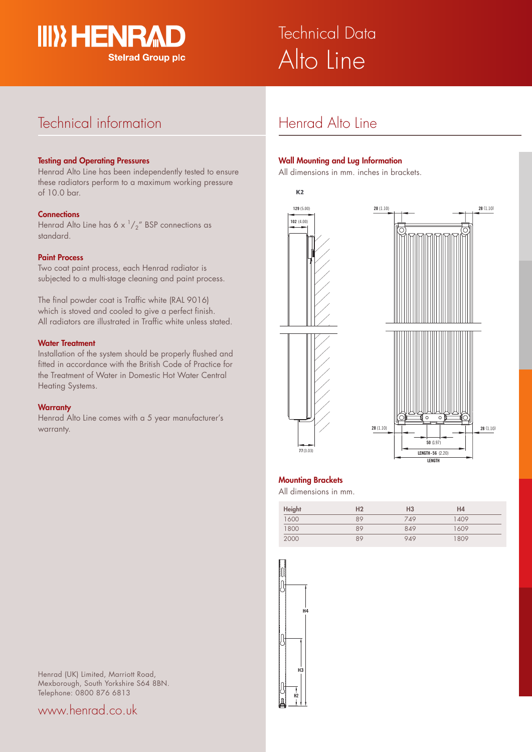# Technical Data
# Alto Line

## Technical information

### Testing and Operating Pressures

Henrad Alto Line has been independently tested to ensure these radiators perform to a maximum working pressure of 10.0 bar.

### Connections

Henrad Alto Line has 6 x $^{1}/_{2}$" BSP connections as standard.

### Paint Process

Two coat paint process, each Henrad radiator is subjected to a multi-stage cleaning and paint process.

The final powder coat is Traffic white (RAL 9016) which is stoved and cooled to give a perfect finish. All radiators are illustrated in Traffic white unless stated.

### Water Treatment

Installation of the system should be properly flushed and fitted in accordance with the British Code of Practice for the Treatment of Water in Domestic Hot Water Central Heating Systems.

### Warranty

Henrad Alto Line comes with a 5 year manufacturer's warranty.

Henrad (UK) Limited, Marriott Road,
Mexborough, South Yorkshire S64 8BN.
Telephone: 0800 876 6813

www.henrad.co.uk

## Henrad Alto Line

### Wall Mounting and Lug Information

All dimensions in mm. inches in brackets.

K2

129 (5.00)
102 (4.00)
77 (3.03)
28 (1.10)
28 (1.10)
28 (1.10)
28 (1.10)
50 (1.97)
LENGTH - 56 (2.20)
LENGTH

### Mounting Brackets

All dimensions in mm.

| Height | H2 | H3 | H4 |
|---|---|---|---|
| 1600 | 89 | 749 | 1409 |
| 1800 | 89 | 849 | 1609 |
| 2000 | 89 | 949 | 1809 |

H4
H3
H2